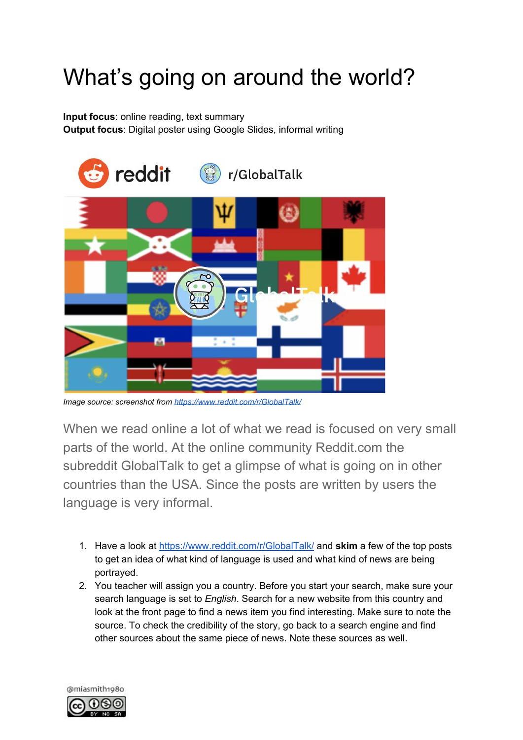# What's going on around the world?

**Input focus**: online reading, text summary
**Output focus**: Digital poster using Google Slides, informal writing

*Image source: screenshot from https://www.reddit.com/r/GlobalTalk/*

When we read online a lot of what we read is focused on very small parts of the world. At the online community Reddit.com the subreddit GlobalTalk to get a glimpse of what is going on in other countries than the USA. Since the posts are written by users the language is very informal.

1. Have a look at https://www.reddit.com/r/GlobalTalk/ and **skim** a few of the top posts to get an idea of what kind of language is used and what kind of news are being portrayed.
2. You teacher will assign you a country. Before you start your search, make sure your search language is set to *English*. Search for a new website from this country and look at the front page to find a news item you find interesting. Make sure to note the source. To check the credibility of the story, go back to a search engine and find other sources about the same piece of news. Note these sources as well.

@miasmith1980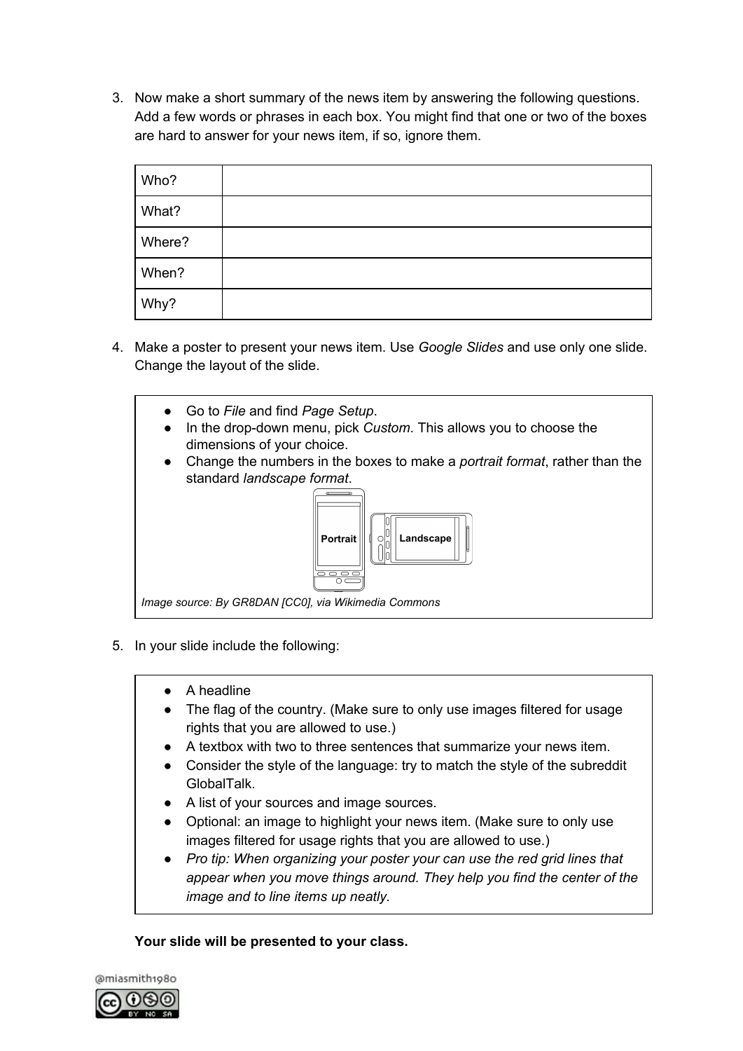3. Now make a short summary of the news item by answering the following questions. Add a few words or phrases in each box. You might find that one or two of the boxes are hard to answer for your news item, if so, ignore them.

| | |
|---|---|
| Who? | |
| What? | |
| Where? | |
| When? | |
| Why? | |

4. Make a poster to present your news item. Use *Google Slides* and use only one slide. Change the layout of the slide.

- Go to *File* and find *Page Setup*.
- In the drop-down menu, pick *Custom*. This allows you to choose the dimensions of your choice.
- Change the numbers in the boxes to make a *portrait format*, rather than the standard *landscape format*.

Portrait Landscape

*Image source: By GR8DAN [CC0], via Wikimedia Commons*

5. In your slide include the following:

- A headline
- The flag of the country. (Make sure to only use images filtered for usage rights that you are allowed to use.)
- A textbox with two to three sentences that summarize your news item.
- Consider the style of the language: try to match the style of the subreddit GlobalTalk.
- A list of your sources and image sources.
- Optional: an image to highlight your news item. (Make sure to only use images filtered for usage rights that you are allowed to use.)
- *Pro tip: When organizing your poster your can use the red grid lines that appear when you move things around. They help you find the center of the image and to line items up neatly.*

**Your slide will be presented to your class.**

@miasmith1980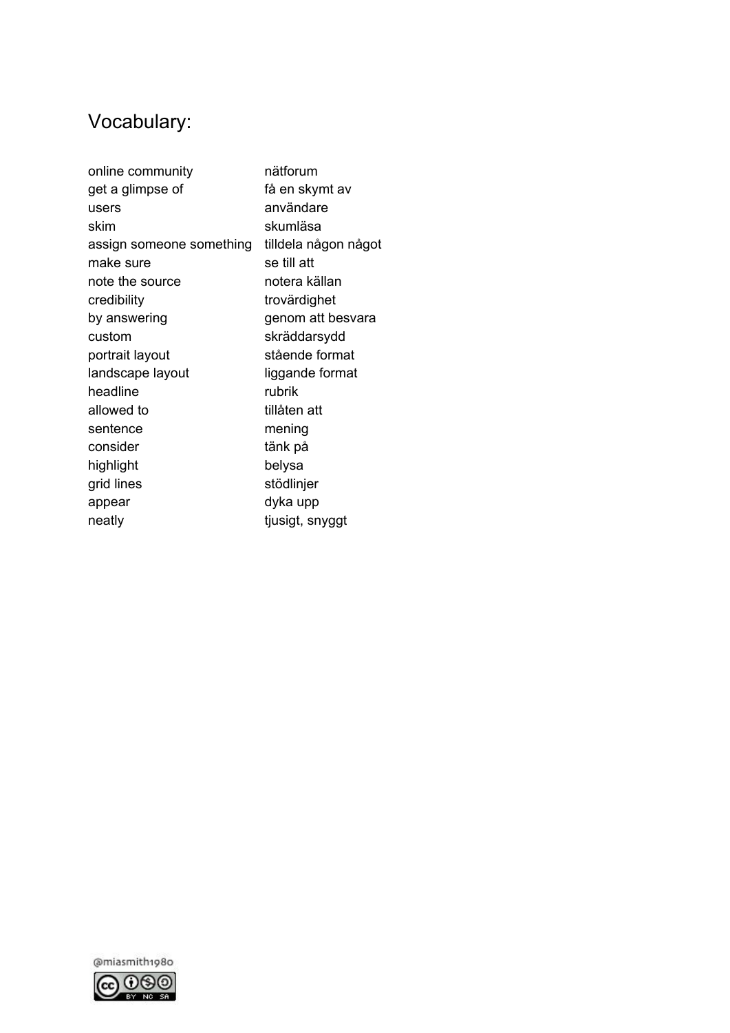# Vocabulary:

| | |
|---|---|
| online community | nätforum |
| get a glimpse of | få en skymt av |
| users | användare |
| skim | skumläsa |
| assign someone something | tilldela någon något |
| make sure | se till att |
| note the source | notera källan |
| credibility | trovärdighet |
| by answering | genom att besvara |
| custom | skräddarsydd |
| portrait layout | stående format |
| landscape layout | liggande format |
| headline | rubrik |
| allowed to | tillåten att |
| sentence | mening |
| consider | tänk på |
| highlight | belysa |
| grid lines | stödlinjer |
| appear | dyka upp |
| neatly | tjusigt, snyggt |

@miasmith1980